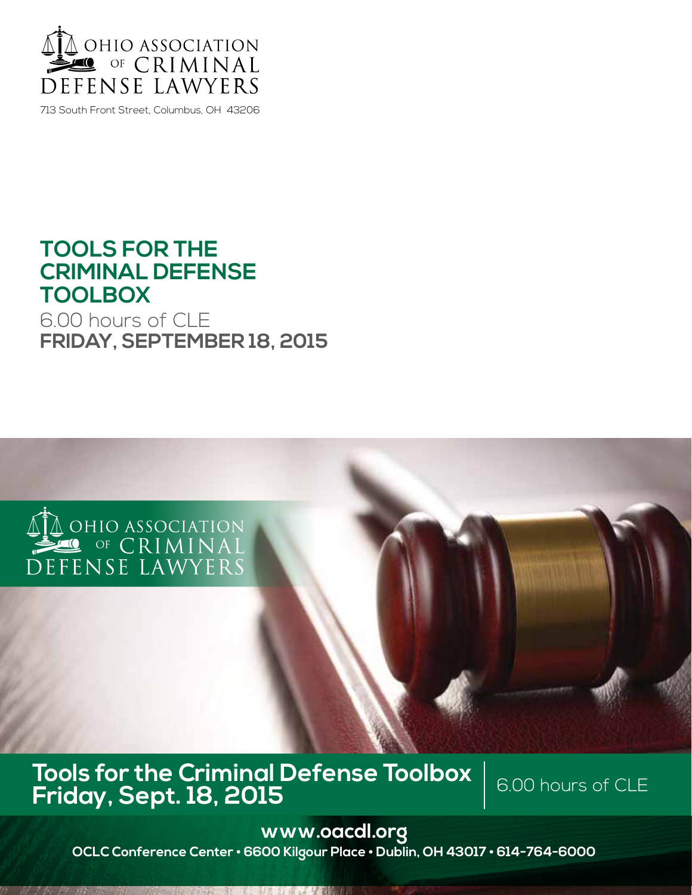OHIO ASSOCIATION OF CRIMINAL DEFENSE LAWYERS

713 South Front Street, Columbus, OH 43206

# TOOLS FOR THE CRIMINAL DEFENSE TOOLBOX

6.00 hours of CLE

**FRIDAY, SEPTEMBER 18, 2015**

OHIO ASSOCIATION OF CRIMINAL DEFENSE LAWYERS

**Tools for the Criminal Defense Toolbox**
**Friday, Sept. 18, 2015**

6.00 hours of CLE

**www.oacdl.org**

**OCLC Conference Center • 6600 Kilgour Place • Dublin, OH 43017 • 614-764-6000**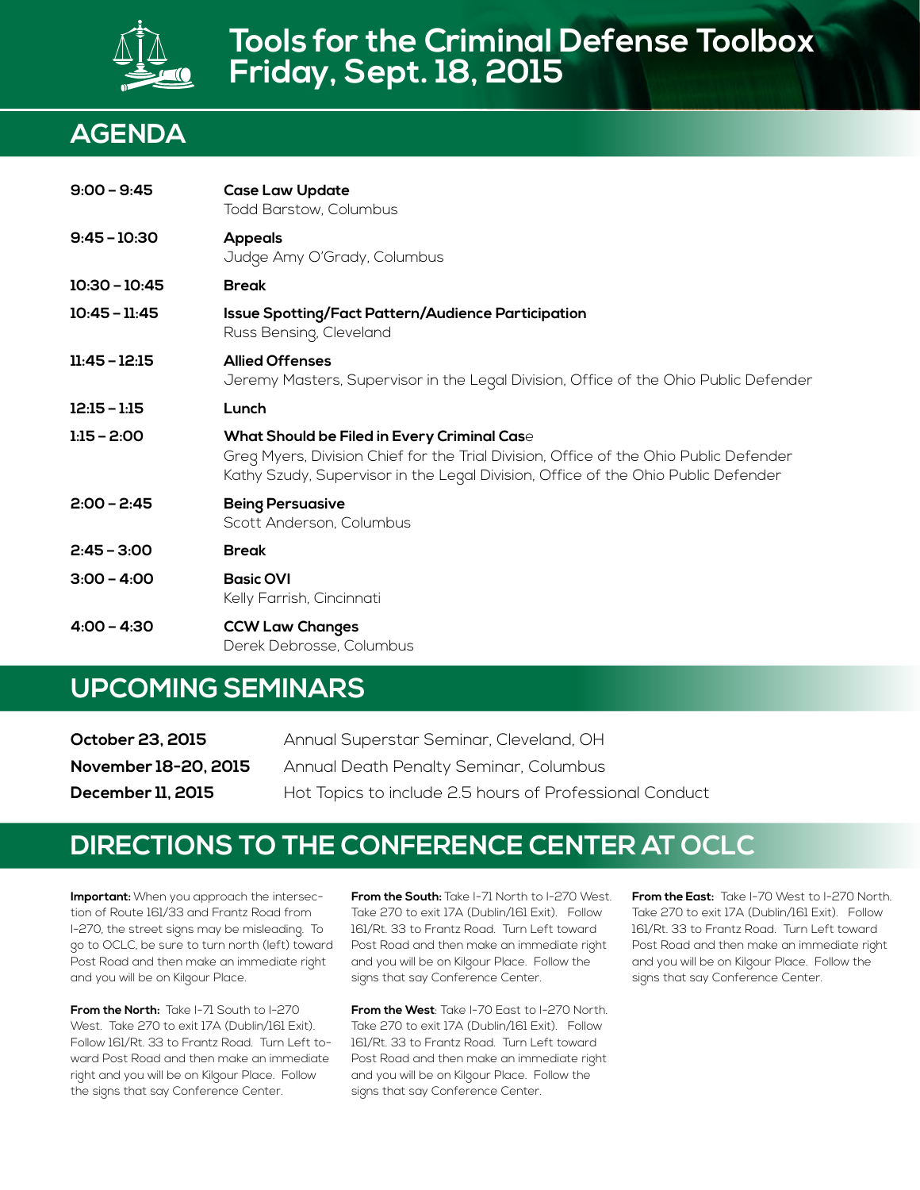# Tools for the Criminal Defense Toolbox
# Friday, Sept. 18, 2015

## AGENDA

| | |
|---|---|
| **9:00 – 9:45** | **Case Law Update**<br>Todd Barstow, Columbus |
| **9:45 – 10:30** | **Appeals**<br>Judge Amy O'Grady, Columbus |
| **10:30 – 10:45** | **Break** |
| **10:45 – 11:45** | **Issue Spotting/Fact Pattern/Audience Participation**<br>Russ Bensing, Cleveland |
| **11:45 – 12:15** | **Allied Offenses**<br>Jeremy Masters, Supervisor in the Legal Division, Office of the Ohio Public Defender |
| **12:15 – 1:15** | **Lunch** |
| **1:15 – 2:00** | **What Should be Filed in Every Criminal Case**<br>Greg Myers, Division Chief for the Trial Division, Office of the Ohio Public Defender<br>Kathy Szudy, Supervisor in the Legal Division, Office of the Ohio Public Defender |
| **2:00 – 2:45** | **Being Persuasive**<br>Scott Anderson, Columbus |
| **2:45 – 3:00** | **Break** |
| **3:00 – 4:00** | **Basic OVI**<br>Kelly Farrish, Cincinnati |
| **4:00 – 4:30** | **CCW Law Changes**<br>Derek Debrosse, Columbus |

## UPCOMING SEMINARS

| | |
|---|---|
| **October 23, 2015** | Annual Superstar Seminar, Cleveland, OH |
| **November 18-20, 2015** | Annual Death Penalty Seminar, Columbus |
| **December 11, 2015** | Hot Topics to include 2.5 hours of Professional Conduct |

## DIRECTIONS TO THE CONFERENCE CENTER AT OCLC

**Important:** When you approach the intersection of Route 161/33 and Frantz Road from I-270, the street signs may be misleading. To go to OCLC, be sure to turn north (left) toward Post Road and then make an immediate right and you will be on Kilgour Place.

**From the North:** Take I-71 South to I-270 West. Take 270 to exit 17A (Dublin/161 Exit). Follow 161/Rt. 33 to Frantz Road. Turn Left toward Post Road and then make an immediate right and you will be on Kilgour Place. Follow the signs that say Conference Center.

**From the South:** Take I-71 North to I-270 West. Take 270 to exit 17A (Dublin/161 Exit). Follow 161/Rt. 33 to Frantz Road. Turn Left toward Post Road and then make an immediate right and you will be on Kilgour Place. Follow the signs that say Conference Center.

**From the West**: Take I-70 East to I-270 North. Take 270 to exit 17A (Dublin/161 Exit). Follow 161/Rt. 33 to Frantz Road. Turn Left toward Post Road and then make an immediate right and you will be on Kilgour Place. Follow the signs that say Conference Center.

**From the East:** Take I-70 West to I-270 North. Take 270 to exit 17A (Dublin/161 Exit). Follow 161/Rt. 33 to Frantz Road. Turn Left toward Post Road and then make an immediate right and you will be on Kilgour Place. Follow the signs that say Conference Center.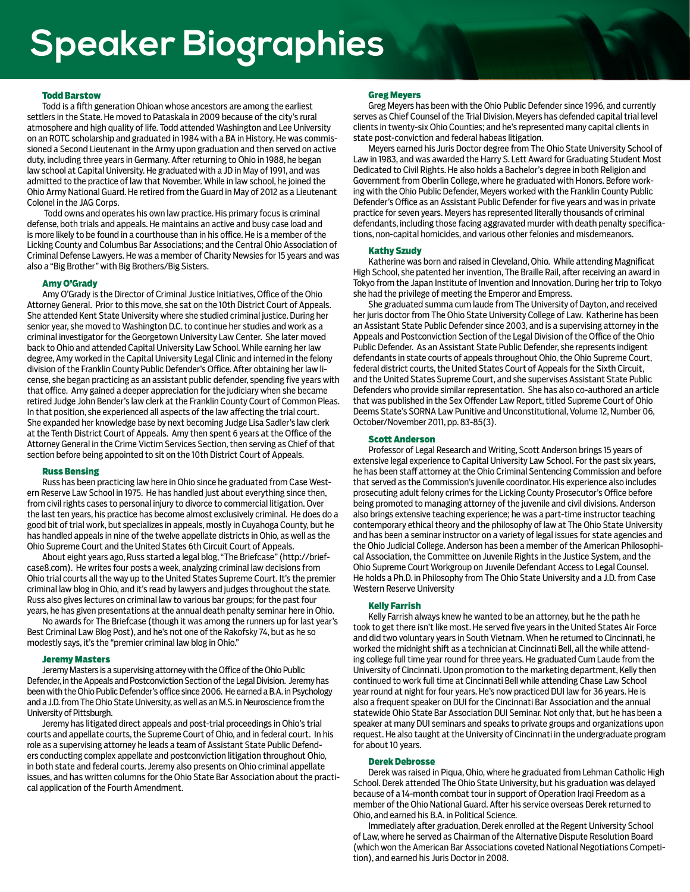# Speaker Biographies

### Todd Barstow

Todd is a fifth generation Ohioan whose ancestors are among the earliest settlers in the State. He moved to Pataskala in 2009 because of the city's rural atmosphere and high quality of life. Todd attended Washington and Lee University on an ROTC scholarship and graduated in 1984 with a BA in History. He was commissioned a Second Lieutenant in the Army upon graduation and then served on active duty, including three years in Germany. After returning to Ohio in 1988, he began law school at Capital University. He graduated with a JD in May of 1991, and was admitted to the practice of law that November. While in law school, he joined the Ohio Army National Guard. He retired from the Guard in May of 2012 as a Lieutenant Colonel in the JAG Corps.

Todd owns and operates his own law practice. His primary focus is criminal defense, both trials and appeals. He maintains an active and busy case load and is more likely to be found in a courthouse than in his office. He is a member of the Licking County and Columbus Bar Associations; and the Central Ohio Association of Criminal Defense Lawyers. He was a member of Charity Newsies for 15 years and was also a "Big Brother" with Big Brothers/Big Sisters.

### Amy O'Grady

Amy O'Grady is the Director of Criminal Justice Initiatives, Office of the Ohio Attorney General. Prior to this move, she sat on the 10th District Court of Appeals. She attended Kent State University where she studied criminal justice. During her senior year, she moved to Washington D.C. to continue her studies and work as a criminal investigator for the Georgetown University Law Center. She later moved back to Ohio and attended Capital University Law School. While earning her law degree, Amy worked in the Capital University Legal Clinic and interned in the felony division of the Franklin County Public Defender's Office. After obtaining her law license, she began practicing as an assistant public defender, spending five years with that office. Amy gained a deeper appreciation for the judiciary when she became retired Judge John Bender's law clerk at the Franklin County Court of Common Pleas. In that position, she experienced all aspects of the law affecting the trial court. She expanded her knowledge base by next becoming Judge Lisa Sadler's law clerk at the Tenth District Court of Appeals. Amy then spent 6 years at the Office of the Attorney General in the Crime Victim Services Section, then serving as Chief of that section before being appointed to sit on the 10th District Court of Appeals.

### Russ Bensing

Russ has been practicing law here in Ohio since he graduated from Case Western Reserve Law School in 1975. He has handled just about everything since then, from civil rights cases to personal injury to divorce to commercial litigation. Over the last ten years, his practice has become almost exclusively criminal. He does do a good bit of trial work, but specializes in appeals, mostly in Cuyahoga County, but he has handled appeals in nine of the twelve appellate districts in Ohio, as well as the Ohio Supreme Court and the United States 6th Circuit Court of Appeals.

About eight years ago, Russ started a legal blog, "The Briefcase" (http://briefcase8.com). He writes four posts a week, analyzing criminal law decisions from Ohio trial courts all the way up to the United States Supreme Court. It's the premier criminal law blog in Ohio, and it's read by lawyers and judges throughout the state. Russ also gives lectures on criminal law to various bar groups; for the past four years, he has given presentations at the annual death penalty seminar here in Ohio.

No awards for The Briefcase (though it was among the runners up for last year's Best Criminal Law Blog Post), and he's not one of the Rakofsky 74, but as he so modestly says, it's the "premier criminal law blog in Ohio."

### Jeremy Masters

Jeremy Masters is a supervising attorney with the Office of the Ohio Public Defender, in the Appeals and Postconviction Section of the Legal Division. Jeremy has been with the Ohio Public Defender's office since 2006. He earned a B.A. in Psychology and a J.D. from The Ohio State University, as well as an M.S. in Neuroscience from the University of Pittsburgh.

Jeremy has litigated direct appeals and post-trial proceedings in Ohio's trial courts and appellate courts, the Supreme Court of Ohio, and in federal court. In his role as a supervising attorney he leads a team of Assistant State Public Defenders conducting complex appellate and postconviction litigation throughout Ohio, in both state and federal courts. Jeremy also presents on Ohio criminal appellate issues, and has written columns for the Ohio State Bar Association about the practical application of the Fourth Amendment.

### Greg Meyers

Greg Meyers has been with the Ohio Public Defender since 1996, and currently serves as Chief Counsel of the Trial Division. Meyers has defended capital trial level clients in twenty-six Ohio Counties; and he's represented many capital clients in state post-conviction and federal habeas litigation.

Meyers earned his Juris Doctor degree from The Ohio State University School of Law in 1983, and was awarded the Harry S. Lett Award for Graduating Student Most Dedicated to Civil Rights. He also holds a Bachelor's degree in Religion and Government from Oberlin College, where he graduated with Honors. Before working with the Ohio Public Defender, Meyers worked with the Franklin County Public Defender's Office as an Assistant Public Defender for five years and was in private practice for seven years. Meyers has represented literally thousands of criminal defendants, including those facing aggravated murder with death penalty specifications, non-capital homicides, and various other felonies and misdemeanors.

### Kathy Szudy

Katherine was born and raised in Cleveland, Ohio. While attending Magnificat High School, she patented her invention, The Braille Rail, after receiving an award in Tokyo from the Japan Institute of Invention and Innovation. During her trip to Tokyo she had the privilege of meeting the Emperor and Empress.

She graduated summa cum laude from The University of Dayton, and received her juris doctor from The Ohio State University College of Law. Katherine has been an Assistant State Public Defender since 2003, and is a supervising attorney in the Appeals and Postconviction Section of the Legal Division of the Office of the Ohio Public Defender. As an Assistant State Public Defender, she represents indigent defendants in state courts of appeals throughout Ohio, the Ohio Supreme Court, federal district courts, the United States Court of Appeals for the Sixth Circuit, and the United States Supreme Court, and she supervises Assistant State Public Defenders who provide similar representation. She has also co-authored an article that was published in the Sex Offender Law Report, titled Supreme Court of Ohio Deems State's SORNA Law Punitive and Unconstitutional, Volume 12, Number 06, October/November 2011, pp. 83-85(3).

### Scott Anderson

Professor of Legal Research and Writing, Scott Anderson brings 15 years of extensive legal experience to Capital University Law School. For the past six years, he has been staff attorney at the Ohio Criminal Sentencing Commission and before that served as the Commission's juvenile coordinator. His experience also includes prosecuting adult felony crimes for the Licking County Prosecutor's Office before being promoted to managing attorney of the juvenile and civil divisions. Anderson also brings extensive teaching experience; he was a part-time instructor teaching contemporary ethical theory and the philosophy of law at The Ohio State University and has been a seminar instructor on a variety of legal issues for state agencies and the Ohio Judicial College. Anderson has been a member of the American Philosophical Association, the Committee on Juvenile Rights in the Justice System, and the Ohio Supreme Court Workgroup on Juvenile Defendant Access to Legal Counsel. He holds a Ph.D. in Philosophy from The Ohio State University and a J.D. from Case Western Reserve University

### Kelly Farrish

Kelly Farrish always knew he wanted to be an attorney, but he the path he took to get there isn't like most. He served five years in the United States Air Force and did two voluntary years in South Vietnam. When he returned to Cincinnati, he worked the midnight shift as a technician at Cincinnati Bell, all the while attending college full time year round for three years. He graduated Cum Laude from the University of Cincinnati. Upon promotion to the marketing department, Kelly then continued to work full time at Cincinnati Bell while attending Chase Law School year round at night for four years. He's now practiced DUI law for 36 years. He is also a frequent speaker on DUI for the Cincinnati Bar Association and the annual statewide Ohio State Bar Association DUI Seminar. Not only that, but he has been a speaker at many DUI seminars and speaks to private groups and organizations upon request. He also taught at the University of Cincinnati in the undergraduate program for about 10 years.

### Derek Debrosse

Derek was raised in Piqua, Ohio, where he graduated from Lehman Catholic High School. Derek attended The Ohio State University, but his graduation was delayed because of a 14-month combat tour in support of Operation Iraqi Freedom as a member of the Ohio National Guard. After his service overseas Derek returned to Ohio, and earned his B.A. in Political Science.

Immediately after graduation, Derek enrolled at the Regent University School of Law, where he served as Chairman of the Alternative Dispute Resolution Board (which won the American Bar Associations coveted National Negotiations Competition), and earned his Juris Doctor in 2008.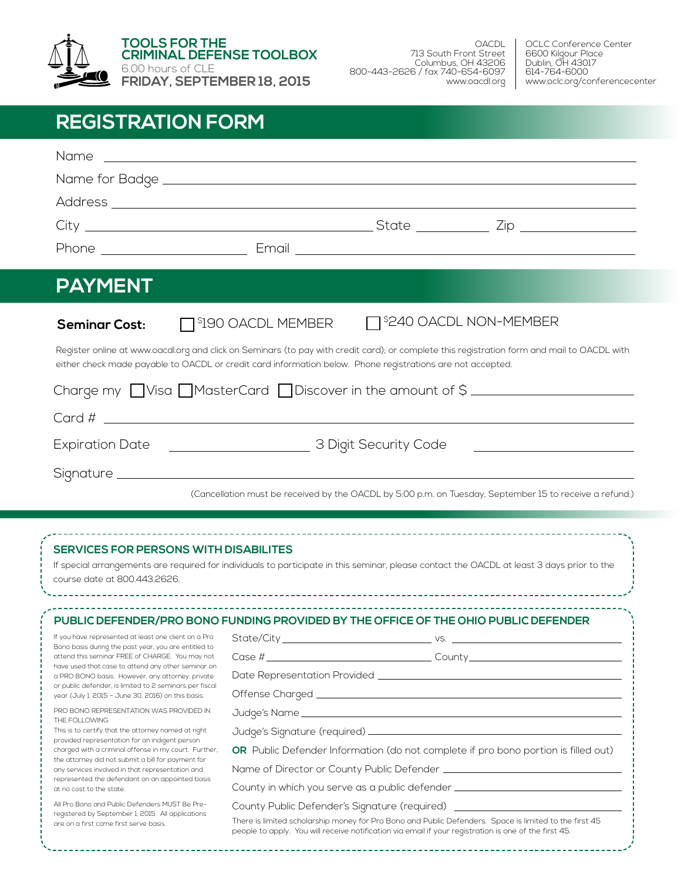**TOOLS FOR THE CRIMINAL DEFENSE TOOLBOX**
6.00 hours of CLE
**FRIDAY, SEPTEMBER 18, 2015**

OACDL
713 South Front Street
Columbus, OH 43206
800-443-2626 / fax 740-654-6097
www.oacdl.org

OCLC Conference Center
6600 Kilgour Place
Dublin, OH 43017
614-764-6000
www.oclc.org/conferencecenter

## REGISTRATION FORM

Name ______________________________

Name for Badge ______________________________

Address ______________________________

City ____________________ State __________ Zip __________

Phone __________ Email ______________________________

## PAYMENT

**Seminar Cost:** ☐ $190 OACDL MEMBER ☐ $240 OACDL NON-MEMBER

Register online at www.oacdl.org and click on Seminars (to pay with credit card); or complete this registration form and mail to OACDL with either check made payable to OACDL or credit card information below. Phone registrations are not accepted.

Charge my ☐ Visa ☐ MasterCard ☐ Discover in the amount of $ __________

Card # ______________________________

Expiration Date __________ 3 Digit Security Code __________

Signature ______________________________

(Cancellation must be received by the OACDL by 5:00 p.m. on Tuesday, September 15 to receive a refund.)

### SERVICES FOR PERSONS WITH DISABILITES

If special arrangements are required for individuals to participate in this seminar, please contact the OACDL at least 3 days prior to the course date at 800.443.2626.

### PUBLIC DEFENDER/PRO BONO FUNDING PROVIDED BY THE OFFICE OF THE OHIO PUBLIC DEFENDER

If you have represented at least one client on a Pro Bono basis during the past year, you are entitled to attend this seminar FREE of CHARGE. You may not have used that case to attend any other seminar on a PRO BONO basis. However, any attorney, private or public defender, is limited to 2 seminars per fiscal year (July 1, 2015 – June 30, 2016) on this basis.

PRO BONO REPRESENTATION WAS PROVIDED IN THE FOLLOWING:
This is to certify that the attorney named at right provided representation for an indigent person charged with a criminal offense in my court. Further, the attorney did not submit a bill for payment for any services involved in that representation and represented the defendant on an appointed basis at no cost to the state.

All Pro Bono and Public Defenders MUST Be Pre-registered by September 1, 2015. All applications are on a first come first serve basis.

State/City __________ vs. __________

Case # __________ County __________

Date Representation Provided __________

Offense Charged __________

Judge's Name __________

Judge's Signature (required) __________

**OR** Public Defender Information (do not complete if pro bono portion is filled out)

Name of Director or County Public Defender __________

County in which you serve as a public defender __________

County Public Defender's Signature (required) __________

There is limited scholarship money for Pro Bono and Public Defenders. Space is limited to the first 45 people to apply. You will receive notification via email if your registration is one of the first 45.